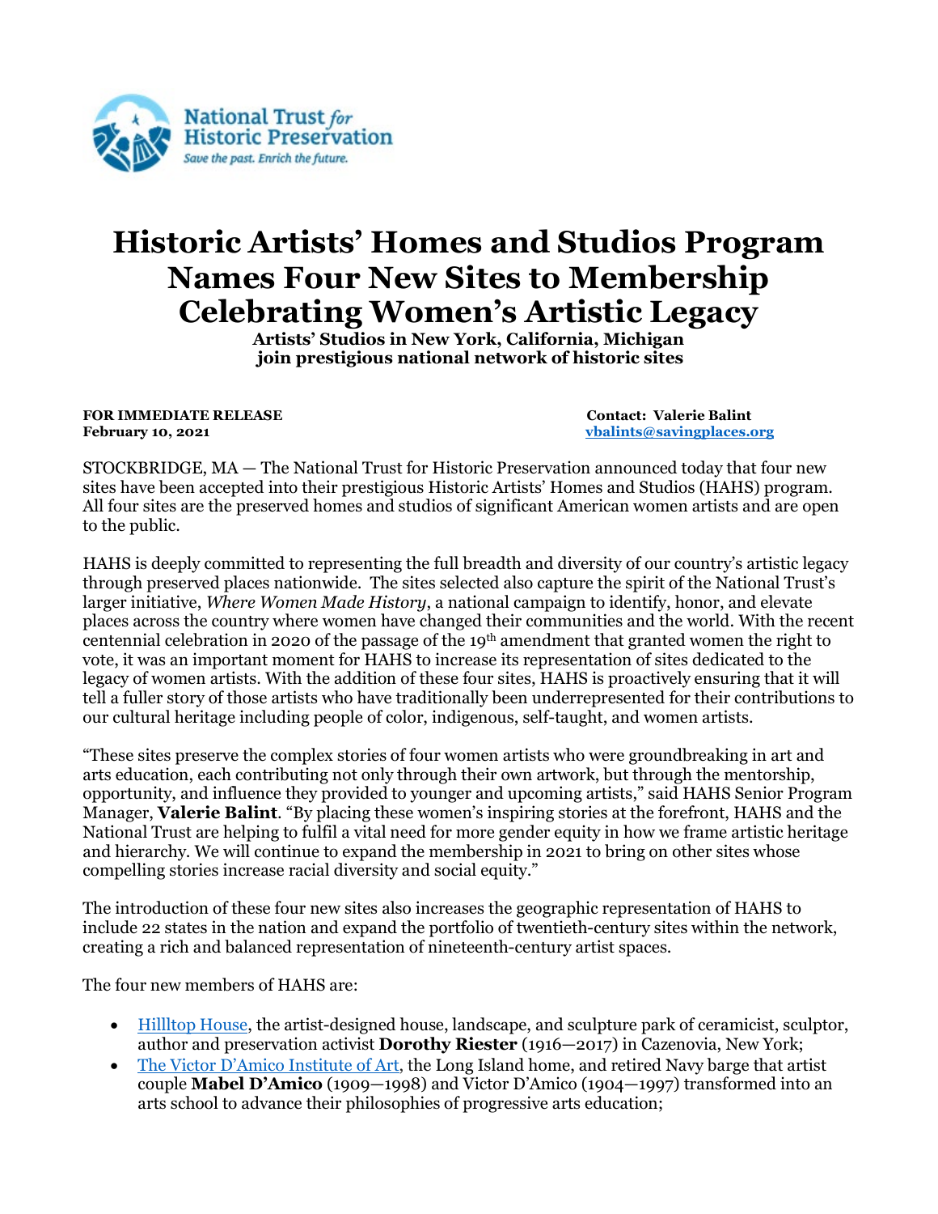National Trust for Historic Preservation
Save the past. Enrich the future.

# Historic Artists' Homes and Studios Program Names Four New Sites to Membership Celebrating Women's Artistic Legacy

**Artists' Studios in New York, California, Michigan join prestigious national network of historic sites**

**FOR IMMEDIATE RELEASE**
**February 10, 2021**

**Contact: Valerie Balint**
**vbalints@savingplaces.org**

STOCKBRIDGE, MA — The National Trust for Historic Preservation announced today that four new sites have been accepted into their prestigious Historic Artists' Homes and Studios (HAHS) program. All four sites are the preserved homes and studios of significant American women artists and are open to the public.

HAHS is deeply committed to representing the full breadth and diversity of our country's artistic legacy through preserved places nationwide. The sites selected also capture the spirit of the National Trust's larger initiative, *Where Women Made History*, a national campaign to identify, honor, and elevate places across the country where women have changed their communities and the world. With the recent centennial celebration in 2020 of the passage of the 19th amendment that granted women the right to vote, it was an important moment for HAHS to increase its representation of sites dedicated to the legacy of women artists. With the addition of these four sites, HAHS is proactively ensuring that it will tell a fuller story of those artists who have traditionally been underrepresented for their contributions to our cultural heritage including people of color, indigenous, self-taught, and women artists.

"These sites preserve the complex stories of four women artists who were groundbreaking in art and arts education, each contributing not only through their own artwork, but through the mentorship, opportunity, and influence they provided to younger and upcoming artists," said HAHS Senior Program Manager, **Valerie Balint**. "By placing these women's inspiring stories at the forefront, HAHS and the National Trust are helping to fulfil a vital need for more gender equity in how we frame artistic heritage and hierarchy. We will continue to expand the membership in 2021 to bring on other sites whose compelling stories increase racial diversity and social equity."

The introduction of these four new sites also increases the geographic representation of HAHS to include 22 states in the nation and expand the portfolio of twentieth-century sites within the network, creating a rich and balanced representation of nineteenth-century artist spaces.

The four new members of HAHS are:

- Hilltop House, the artist-designed house, landscape, and sculpture park of ceramicist, sculptor, author and preservation activist **Dorothy Riester** (1916—2017) in Cazenovia, New York;
- The Victor D'Amico Institute of Art, the Long Island home, and retired Navy barge that artist couple **Mabel D'Amico** (1909—1998) and Victor D'Amico (1904—1997) transformed into an arts school to advance their philosophies of progressive arts education;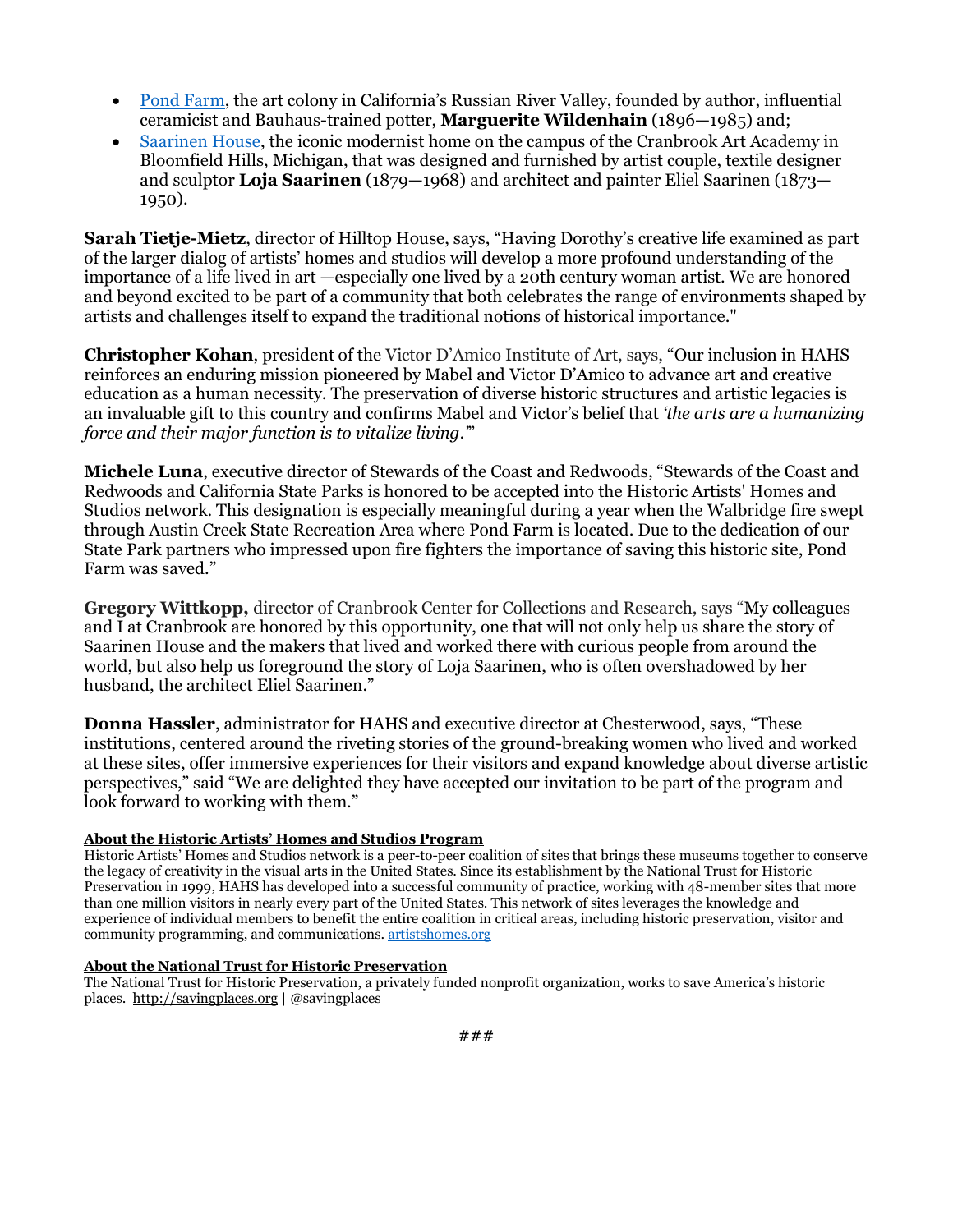- Pond Farm, the art colony in California's Russian River Valley, founded by author, influential ceramicist and Bauhaus-trained potter, **Marguerite Wildenhain** (1896—1985) and;
- Saarinen House, the iconic modernist home on the campus of the Cranbrook Art Academy in Bloomfield Hills, Michigan, that was designed and furnished by artist couple, textile designer and sculptor **Loja Saarinen** (1879—1968) and architect and painter Eliel Saarinen (1873—1950).

**Sarah Tietje-Mietz**, director of Hilltop House, says, "Having Dorothy's creative life examined as part of the larger dialog of artists' homes and studios will develop a more profound understanding of the importance of a life lived in art —especially one lived by a 20th century woman artist. We are honored and beyond excited to be part of a community that both celebrates the range of environments shaped by artists and challenges itself to expand the traditional notions of historical importance."

**Christopher Kohan**, president of the Victor D'Amico Institute of Art, says, "Our inclusion in HAHS reinforces an enduring mission pioneered by Mabel and Victor D'Amico to advance art and creative education as a human necessity. The preservation of diverse historic structures and artistic legacies is an invaluable gift to this country and confirms Mabel and Victor's belief that *'the arts are a humanizing force and their major function is to vitalize living.'*"

**Michele Luna**, executive director of Stewards of the Coast and Redwoods, "Stewards of the Coast and Redwoods and California State Parks is honored to be accepted into the Historic Artists' Homes and Studios network. This designation is especially meaningful during a year when the Walbridge fire swept through Austin Creek State Recreation Area where Pond Farm is located. Due to the dedication of our State Park partners who impressed upon fire fighters the importance of saving this historic site, Pond Farm was saved."

**Gregory Wittkopp,** director of Cranbrook Center for Collections and Research, says "My colleagues and I at Cranbrook are honored by this opportunity, one that will not only help us share the story of Saarinen House and the makers that lived and worked there with curious people from around the world, but also help us foreground the story of Loja Saarinen, who is often overshadowed by her husband, the architect Eliel Saarinen."

**Donna Hassler**, administrator for HAHS and executive director at Chesterwood, says, "These institutions, centered around the riveting stories of the ground-breaking women who lived and worked at these sites, offer immersive experiences for their visitors and expand knowledge about diverse artistic perspectives," said "We are delighted they have accepted our invitation to be part of the program and look forward to working with them."

**About the Historic Artists' Homes and Studios Program**

Historic Artists' Homes and Studios network is a peer-to-peer coalition of sites that brings these museums together to conserve the legacy of creativity in the visual arts in the United States. Since its establishment by the National Trust for Historic Preservation in 1999, HAHS has developed into a successful community of practice, working with 48-member sites that more than one million visitors in nearly every part of the United States. This network of sites leverages the knowledge and experience of individual members to benefit the entire coalition in critical areas, including historic preservation, visitor and community programming, and communications. artistshomes.org

**About the National Trust for Historic Preservation**

The National Trust for Historic Preservation, a privately funded nonprofit organization, works to save America's historic places. http://savingplaces.org | @savingplaces

###